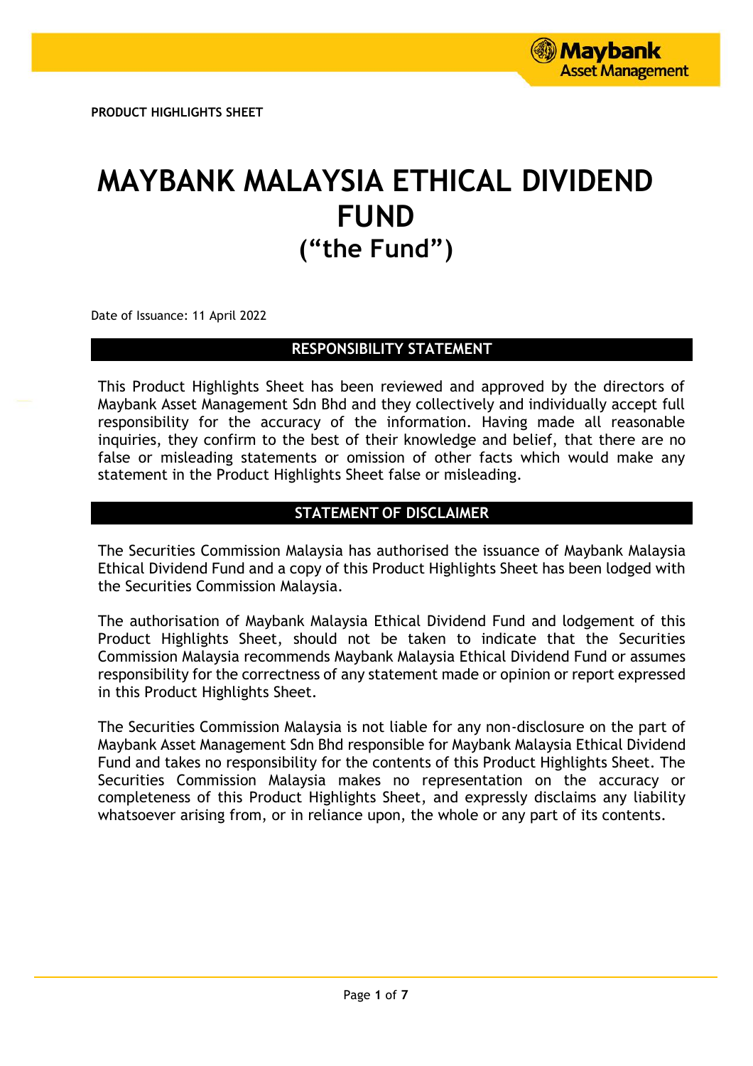PRODUCT HIGHLIGHTS SHEET

# MAYBANK MALAYSIA ETHICAL DIVIDEND FUND
# ("the Fund")

Date of Issuance: 11 April 2022

## RESPONSIBILITY STATEMENT

This Product Highlights Sheet has been reviewed and approved by the directors of Maybank Asset Management Sdn Bhd and they collectively and individually accept full responsibility for the accuracy of the information. Having made all reasonable inquiries, they confirm to the best of their knowledge and belief, that there are no false or misleading statements or omission of other facts which would make any statement in the Product Highlights Sheet false or misleading.

## STATEMENT OF DISCLAIMER

The Securities Commission Malaysia has authorised the issuance of Maybank Malaysia Ethical Dividend Fund and a copy of this Product Highlights Sheet has been lodged with the Securities Commission Malaysia.

The authorisation of Maybank Malaysia Ethical Dividend Fund and lodgement of this Product Highlights Sheet, should not be taken to indicate that the Securities Commission Malaysia recommends Maybank Malaysia Ethical Dividend Fund or assumes responsibility for the correctness of any statement made or opinion or report expressed in this Product Highlights Sheet.

The Securities Commission Malaysia is not liable for any non-disclosure on the part of Maybank Asset Management Sdn Bhd responsible for Maybank Malaysia Ethical Dividend Fund and takes no responsibility for the contents of this Product Highlights Sheet. The Securities Commission Malaysia makes no representation on the accuracy or completeness of this Product Highlights Sheet, and expressly disclaims any liability whatsoever arising from, or in reliance upon, the whole or any part of its contents.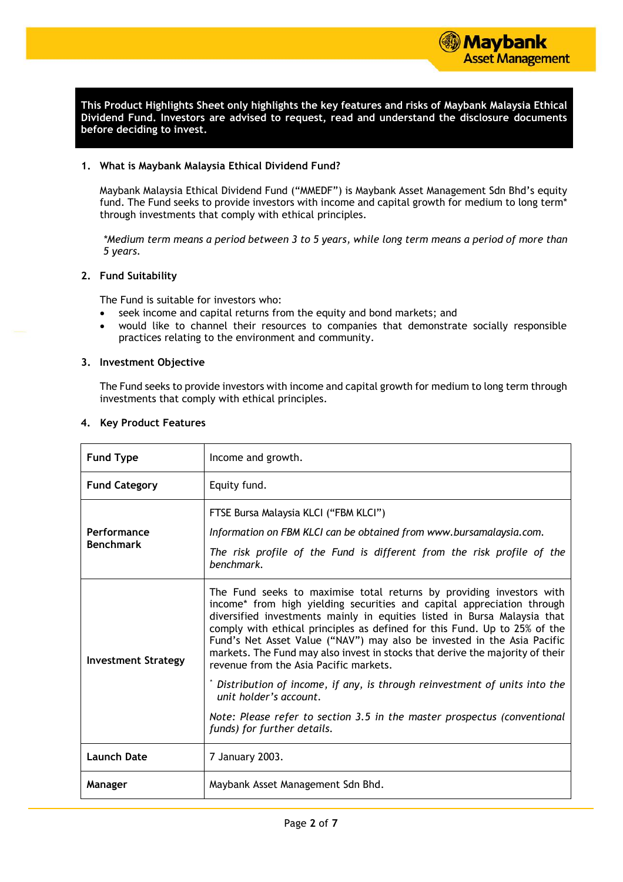**This Product Highlights Sheet only highlights the key features and risks of Maybank Malaysia Ethical Dividend Fund. Investors are advised to request, read and understand the disclosure documents before deciding to invest.**

## 1. What is Maybank Malaysia Ethical Dividend Fund?

Maybank Malaysia Ethical Dividend Fund ("MMEDF") is Maybank Asset Management Sdn Bhd's equity fund. The Fund seeks to provide investors with income and capital growth for medium to long term* through investments that comply with ethical principles.

*\*Medium term means a period between 3 to 5 years, while long term means a period of more than 5 years.*

## 2. Fund Suitability

The Fund is suitable for investors who:

- seek income and capital returns from the equity and bond markets; and
- would like to channel their resources to companies that demonstrate socially responsible practices relating to the environment and community.

## 3. Investment Objective

The Fund seeks to provide investors with income and capital growth for medium to long term through investments that comply with ethical principles.

## 4. Key Product Features

| | |
|---|---|
| **Fund Type** | Income and growth. |
| **Fund Category** | Equity fund. |
| **Performance Benchmark** | FTSE Bursa Malaysia KLCI ("FBM KLCI")<br><br>*Information on FBM KLCI can be obtained from www.bursamalaysia.com.*<br><br>*The risk profile of the Fund is different from the risk profile of the benchmark.* |
| **Investment Strategy** | The Fund seeks to maximise total returns by providing investors with income* from high yielding securities and capital appreciation through diversified investments mainly in equities listed in Bursa Malaysia that comply with ethical principles as defined for this Fund. Up to 25% of the Fund's Net Asset Value ("NAV") may also be invested in the Asia Pacific markets. The Fund may also invest in stocks that derive the majority of their revenue from the Asia Pacific markets.<br><br>*\* Distribution of income, if any, is through reinvestment of units into the unit holder's account.*<br><br>*Note: Please refer to section 3.5 in the master prospectus (conventional funds) for further details.* |
| **Launch Date** | 7 January 2003. |
| **Manager** | Maybank Asset Management Sdn Bhd. |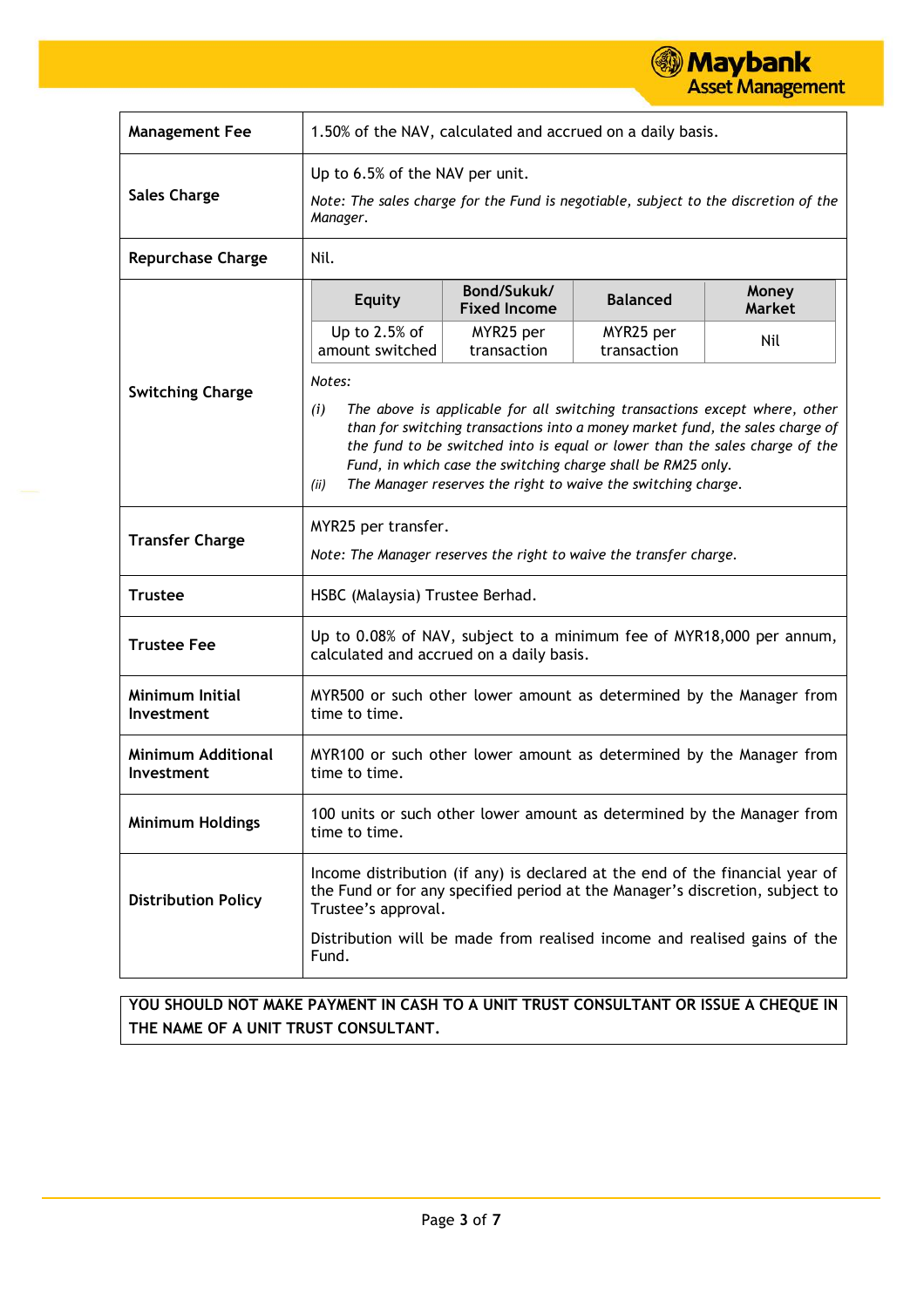| | |
|---|---|
| **Management Fee** | 1.50% of the NAV, calculated and accrued on a daily basis. |
| **Sales Charge** | Up to 6.5% of the NAV per unit.<br>*Note: The sales charge for the Fund is negotiable, subject to the discretion of the Manager.* |
| **Repurchase Charge** | Nil. |
| **Switching Charge** | **Equity**: Up to 2.5% of amount switched; **Bond/Sukuk/ Fixed Income**: MYR25 per transaction; **Balanced**: MYR25 per transaction; **Money Market**: Nil<br>*Notes:*<br>*(i) The above is applicable for all switching transactions except where, other than for switching transactions into a money market fund, the sales charge of the fund to be switched into is equal or lower than the sales charge of the Fund, in which case the switching charge shall be RM25 only.*<br>*(ii) The Manager reserves the right to waive the switching charge.* |
| **Transfer Charge** | MYR25 per transfer.<br>*Note: The Manager reserves the right to waive the transfer charge.* |
| **Trustee** | HSBC (Malaysia) Trustee Berhad. |
| **Trustee Fee** | Up to 0.08% of NAV, subject to a minimum fee of MYR18,000 per annum, calculated and accrued on a daily basis. |
| **Minimum Initial Investment** | MYR500 or such other lower amount as determined by the Manager from time to time. |
| **Minimum Additional Investment** | MYR100 or such other lower amount as determined by the Manager from time to time. |
| **Minimum Holdings** | 100 units or such other lower amount as determined by the Manager from time to time. |
| **Distribution Policy** | Income distribution (if any) is declared at the end of the financial year of the Fund or for any specified period at the Manager's discretion, subject to Trustee's approval.<br>Distribution will be made from realised income and realised gains of the Fund. |

**YOU SHOULD NOT MAKE PAYMENT IN CASH TO A UNIT TRUST CONSULTANT OR ISSUE A CHEQUE IN THE NAME OF A UNIT TRUST CONSULTANT.**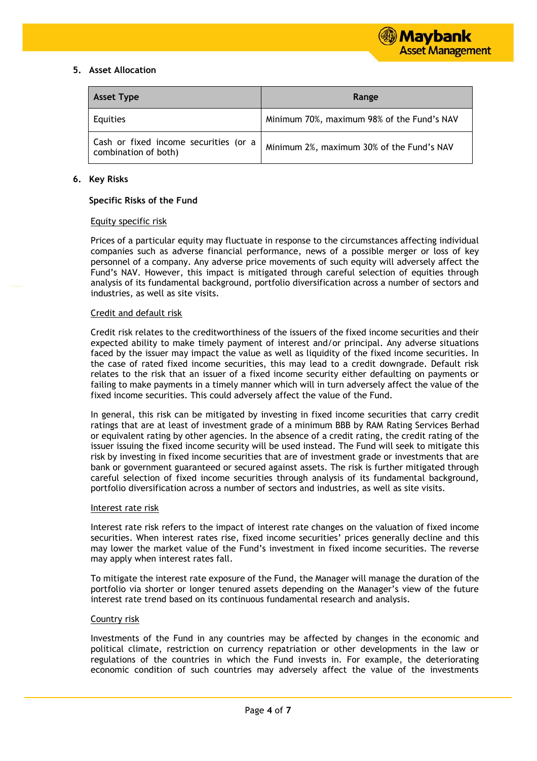## 5. Asset Allocation

| Asset Type | Range |
|---|---|
| Equities | Minimum 70%, maximum 98% of the Fund's NAV |
| Cash or fixed income securities (or a combination of both) | Minimum 2%, maximum 30% of the Fund's NAV |

## 6. Key Risks

### Specific Risks of the Fund

<u>Equity specific risk</u>

Prices of a particular equity may fluctuate in response to the circumstances affecting individual companies such as adverse financial performance, news of a possible merger or loss of key personnel of a company. Any adverse price movements of such equity will adversely affect the Fund's NAV. However, this impact is mitigated through careful selection of equities through analysis of its fundamental background, portfolio diversification across a number of sectors and industries, as well as site visits.

<u>Credit and default risk</u>

Credit risk relates to the creditworthiness of the issuers of the fixed income securities and their expected ability to make timely payment of interest and/or principal. Any adverse situations faced by the issuer may impact the value as well as liquidity of the fixed income securities. In the case of rated fixed income securities, this may lead to a credit downgrade. Default risk relates to the risk that an issuer of a fixed income security either defaulting on payments or failing to make payments in a timely manner which will in turn adversely affect the value of the fixed income securities. This could adversely affect the value of the Fund.

In general, this risk can be mitigated by investing in fixed income securities that carry credit ratings that are at least of investment grade of a minimum BBB by RAM Rating Services Berhad or equivalent rating by other agencies. In the absence of a credit rating, the credit rating of the issuer issuing the fixed income security will be used instead. The Fund will seek to mitigate this risk by investing in fixed income securities that are of investment grade or investments that are bank or government guaranteed or secured against assets. The risk is further mitigated through careful selection of fixed income securities through analysis of its fundamental background, portfolio diversification across a number of sectors and industries, as well as site visits.

<u>Interest rate risk</u>

Interest rate risk refers to the impact of interest rate changes on the valuation of fixed income securities. When interest rates rise, fixed income securities' prices generally decline and this may lower the market value of the Fund's investment in fixed income securities. The reverse may apply when interest rates fall.

To mitigate the interest rate exposure of the Fund, the Manager will manage the duration of the portfolio via shorter or longer tenured assets depending on the Manager's view of the future interest rate trend based on its continuous fundamental research and analysis.

<u>Country risk</u>

Investments of the Fund in any countries may be affected by changes in the economic and political climate, restriction on currency repatriation or other developments in the law or regulations of the countries in which the Fund invests in. For example, the deteriorating economic condition of such countries may adversely affect the value of the investments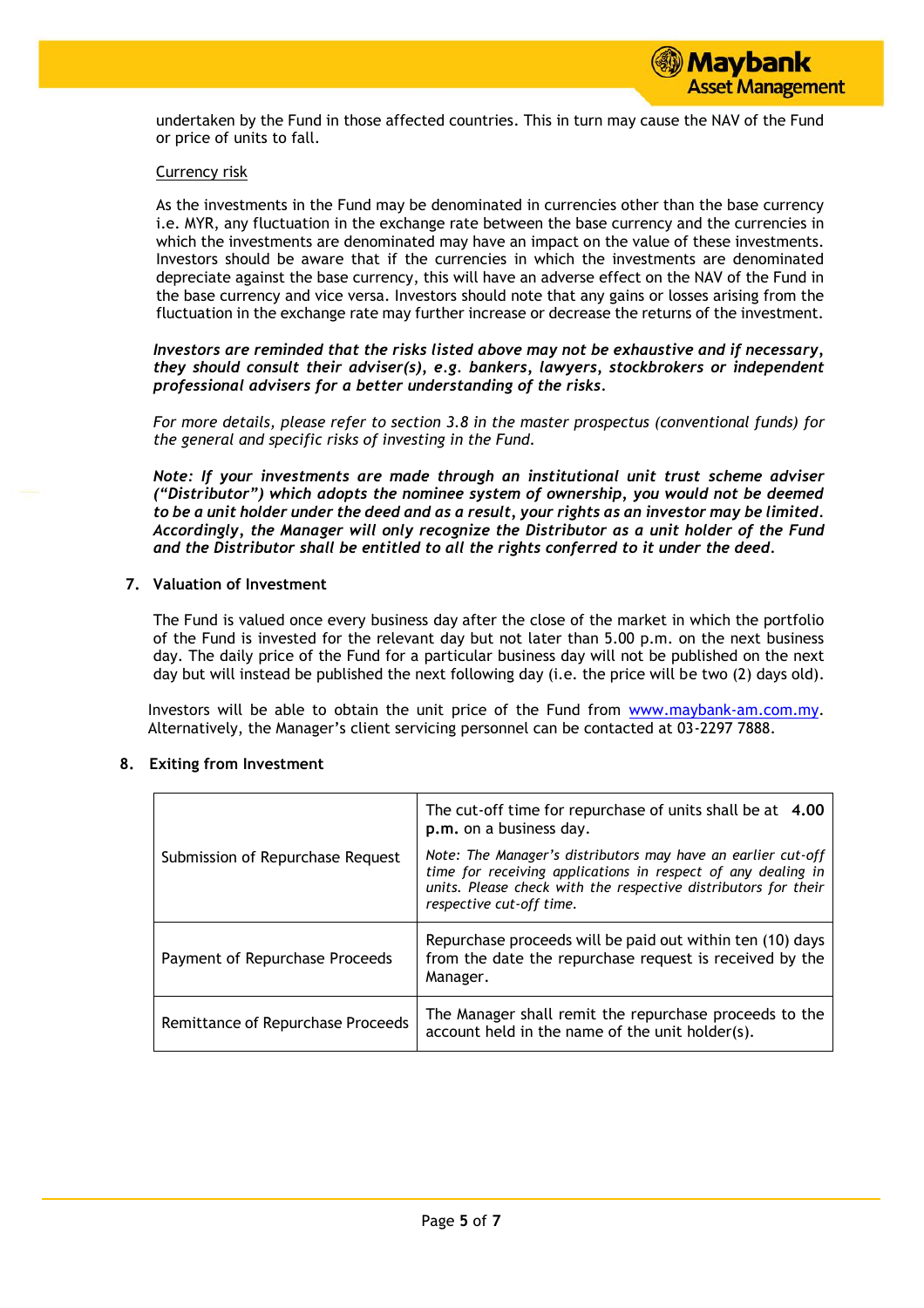undertaken by the Fund in those affected countries. This in turn may cause the NAV of the Fund or price of units to fall.

Currency risk

As the investments in the Fund may be denominated in currencies other than the base currency i.e. MYR, any fluctuation in the exchange rate between the base currency and the currencies in which the investments are denominated may have an impact on the value of these investments. Investors should be aware that if the currencies in which the investments are denominated depreciate against the base currency, this will have an adverse effect on the NAV of the Fund in the base currency and vice versa. Investors should note that any gains or losses arising from the fluctuation in the exchange rate may further increase or decrease the returns of the investment.

***Investors are reminded that the risks listed above may not be exhaustive and if necessary, they should consult their adviser(s), e.g. bankers, lawyers, stockbrokers or independent professional advisers for a better understanding of the risks.***

*For more details, please refer to section 3.8 in the master prospectus (conventional funds) for the general and specific risks of investing in the Fund.*

***Note: If your investments are made through an institutional unit trust scheme adviser ("Distributor") which adopts the nominee system of ownership, you would not be deemed to be a unit holder under the deed and as a result, your rights as an investor may be limited. Accordingly, the Manager will only recognize the Distributor as a unit holder of the Fund and the Distributor shall be entitled to all the rights conferred to it under the deed.***

## 7. Valuation of Investment

The Fund is valued once every business day after the close of the market in which the portfolio of the Fund is invested for the relevant day but not later than 5.00 p.m. on the next business day. The daily price of the Fund for a particular business day will not be published on the next day but will instead be published the next following day (i.e. the price will be two (2) days old).

Investors will be able to obtain the unit price of the Fund from www.maybank-am.com.my. Alternatively, the Manager's client servicing personnel can be contacted at 03-2297 7888.

## 8. Exiting from Investment

| | |
|---|---|
| Submission of Repurchase Request | The cut-off time for repurchase of units shall be at **4.00 p.m.** on a business day.<br>*Note: The Manager's distributors may have an earlier cut-off time for receiving applications in respect of any dealing in units. Please check with the respective distributors for their respective cut-off time.* |
| Payment of Repurchase Proceeds | Repurchase proceeds will be paid out within ten (10) days from the date the repurchase request is received by the Manager. |
| Remittance of Repurchase Proceeds | The Manager shall remit the repurchase proceeds to the account held in the name of the unit holder(s). |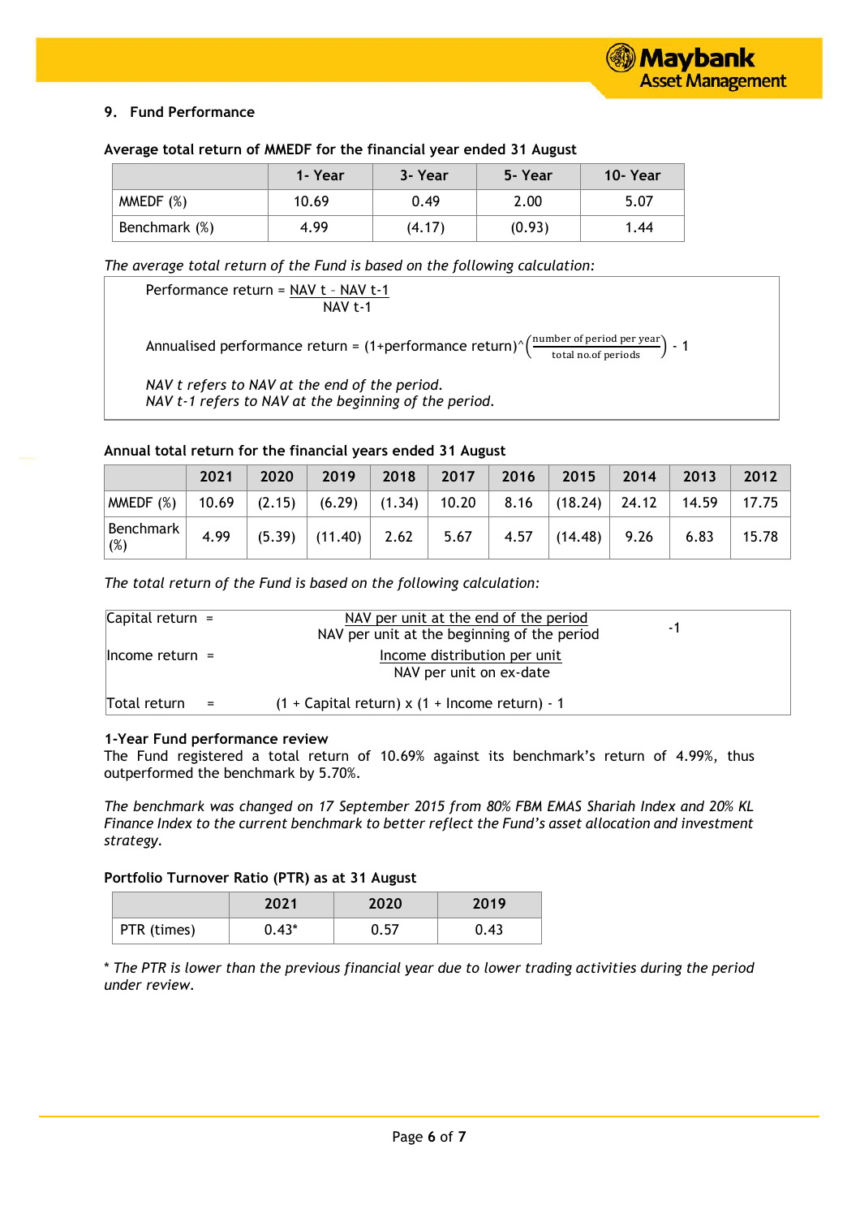## 9. Fund Performance

**Average total return of MMEDF for the financial year ended 31 August**

| | 1- Year | 3- Year | 5- Year | 10- Year |
|---|---|---|---|---|
| MMEDF (%) | 10.69 | 0.49 | 2.00 | 5.07 |
| Benchmark (%) | 4.99 | (4.17) | (0.93) | 1.44 |

*The average total return of the Fund is based on the following calculation:*

$$\text{Performance return} = \frac{\text{NAV t} - \text{NAV t-1}}{\text{NAV t-1}}$$

$$\text{Annualised performance return} = (1+\text{performance return})^{\wedge}\left(\frac{\text{number of period per year}}{\text{total no.of periods}}\right) - 1$$

*NAV t refers to NAV at the end of the period.*
*NAV t-1 refers to NAV at the beginning of the period.*

**Annual total return for the financial years ended 31 August**

| | 2021 | 2020 | 2019 | 2018 | 2017 | 2016 | 2015 | 2014 | 2013 | 2012 |
|---|---|---|---|---|---|---|---|---|---|---|
| MMEDF (%) | 10.69 | (2.15) | (6.29) | (1.34) | 10.20 | 8.16 | (18.24) | 24.12 | 14.59 | 17.75 |
| Benchmark (%) | 4.99 | (5.39) | (11.40) | 2.62 | 5.67 | 4.57 | (14.48) | 9.26 | 6.83 | 15.78 |

*The total return of the Fund is based on the following calculation:*

$$\text{Capital return} = \frac{\text{NAV per unit at the end of the period}}{\text{NAV per unit at the beginning of the period}} - 1$$

$$\text{Income return} = \frac{\text{Income distribution per unit}}{\text{NAV per unit on ex-date}}$$

$$\text{Total return} = (1 + \text{Capital return}) \times (1 + \text{Income return}) - 1$$

**1-Year Fund performance review**

The Fund registered a total return of 10.69% against its benchmark's return of 4.99%, thus outperformed the benchmark by 5.70%.

*The benchmark was changed on 17 September 2015 from 80% FBM EMAS Shariah Index and 20% KL Finance Index to the current benchmark to better reflect the Fund's asset allocation and investment strategy.*

**Portfolio Turnover Ratio (PTR) as at 31 August**

| | 2021 | 2020 | 2019 |
|---|---|---|---|
| PTR (times) | 0.43* | 0.57 | 0.43 |

\* *The PTR is lower than the previous financial year due to lower trading activities during the period under review.*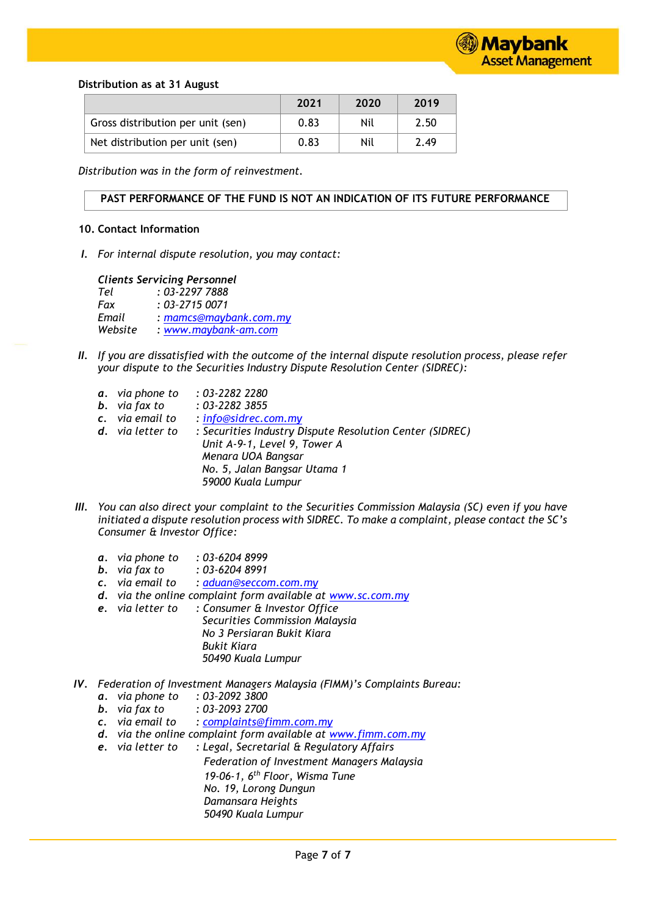**Distribution as at 31 August**

| | 2021 | 2020 | 2019 |
|---|---|---|---|
| Gross distribution per unit (sen) | 0.83 | Nil | 2.50 |
| Net distribution per unit (sen) | 0.83 | Nil | 2.49 |

*Distribution was in the form of reinvestment.*

**PAST PERFORMANCE OF THE FUND IS NOT AN INDICATION OF ITS FUTURE PERFORMANCE**

## 10. Contact Information

*I. For internal dispute resolution, you may contact:*

***Clients Servicing Personnel***
*Tel : 03-2297 7888*
*Fax : 03-2715 0071*
*Email : mamcs@maybank.com.my*
*Website : www.maybank-am.com*

*II. If you are dissatisfied with the outcome of the internal dispute resolution process, please refer your dispute to the Securities Industry Dispute Resolution Center (SIDREC):*

*a. via phone to : 03-2282 2280*
*b. via fax to : 03-2282 3855*
*c. via email to : info@sidrec.com.my*
*d. via letter to : Securities Industry Dispute Resolution Center (SIDREC)*
*Unit A-9-1, Level 9, Tower A*
*Menara UOA Bangsar*
*No. 5, Jalan Bangsar Utama 1*
*59000 Kuala Lumpur*

*III. You can also direct your complaint to the Securities Commission Malaysia (SC) even if you have initiated a dispute resolution process with SIDREC. To make a complaint, please contact the SC's Consumer & Investor Office:*

*a. via phone to : 03-6204 8999*
*b. via fax to : 03-6204 8991*
*c. via email to : aduan@seccom.com.my*
*d. via the online complaint form available at www.sc.com.my*
*e. via letter to : Consumer & Investor Office*
*Securities Commission Malaysia*
*No 3 Persiaran Bukit Kiara*
*Bukit Kiara*
*50490 Kuala Lumpur*

*IV. Federation of Investment Managers Malaysia (FIMM)'s Complaints Bureau:*

*a. via phone to : 03-2092 3800*
*b. via fax to : 03-2093 2700*
*c. via email to : complaints@fimm.com.my*
*d. via the online complaint form available at www.fimm.com.my*
*e. via letter to : Legal, Secretarial & Regulatory Affairs*
*Federation of Investment Managers Malaysia*
*19-06-1, 6th Floor, Wisma Tune*
*No. 19, Lorong Dungun*
*Damansara Heights*
*50490 Kuala Lumpur*